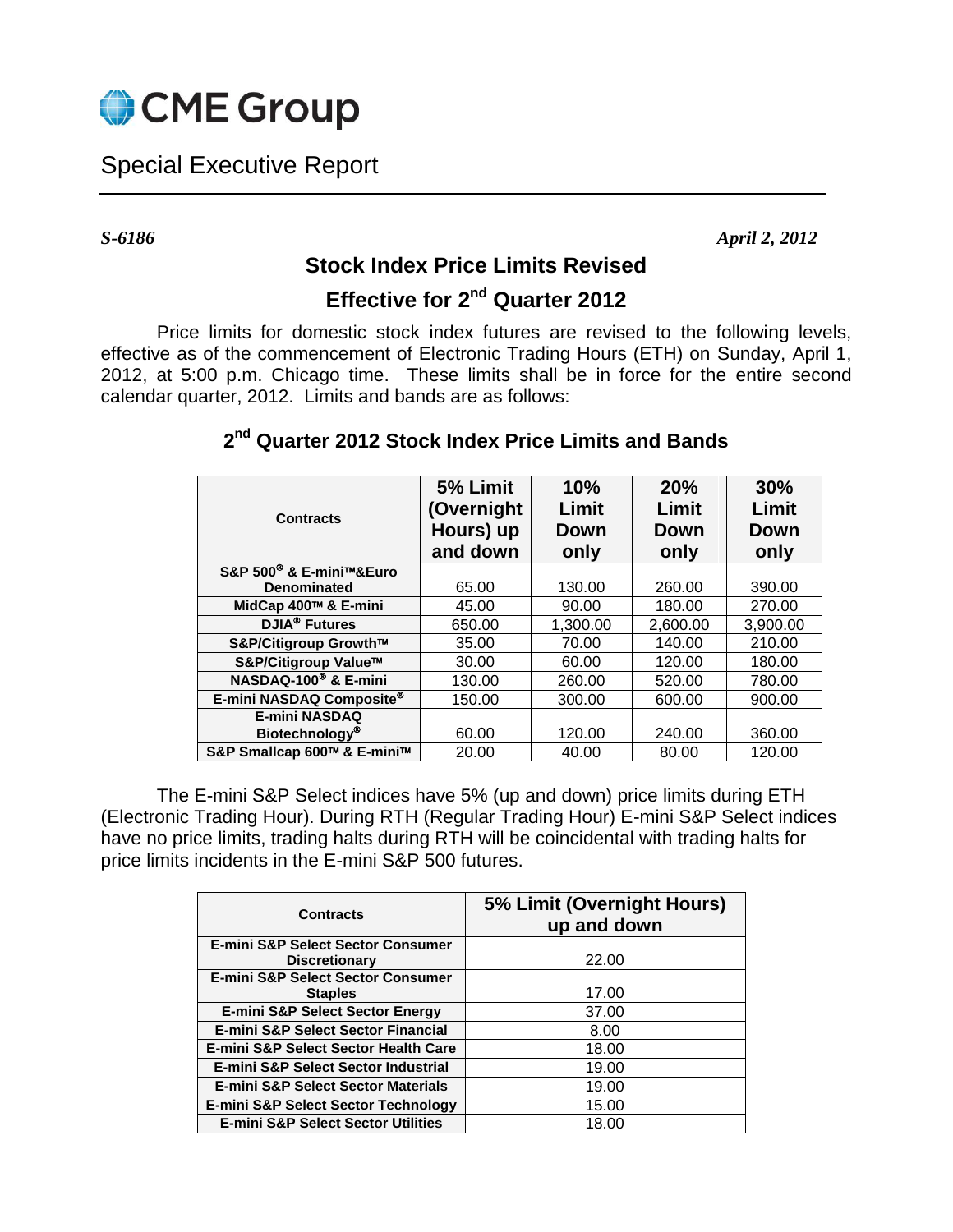# CME Group

## Special Executive Report

*S-6186* *April 2, 2012*

## Stock Index Price Limits Revised

## Effective for 2nd Quarter 2012

Price limits for domestic stock index futures are revised to the following levels, effective as of the commencement of Electronic Trading Hours (ETH) on Sunday, April 1, 2012, at 5:00 p.m. Chicago time. These limits shall be in force for the entire second calendar quarter, 2012. Limits and bands are as follows:

### 2nd Quarter 2012 Stock Index Price Limits and Bands

| Contracts | 5% Limit (Overnight Hours) up and down | 10% Limit Down only | 20% Limit Down only | 30% Limit Down only |
|---|---|---|---|---|
| S&P 500® & E-mini™&Euro Denominated | 65.00 | 130.00 | 260.00 | 390.00 |
| MidCap 400™ & E-mini | 45.00 | 90.00 | 180.00 | 270.00 |
| DJIA® Futures | 650.00 | 1,300.00 | 2,600.00 | 3,900.00 |
| S&P/Citigroup Growth™ | 35.00 | 70.00 | 140.00 | 210.00 |
| S&P/Citigroup Value™ | 30.00 | 60.00 | 120.00 | 180.00 |
| NASDAQ-100® & E-mini | 130.00 | 260.00 | 520.00 | 780.00 |
| E-mini NASDAQ Composite® | 150.00 | 300.00 | 600.00 | 900.00 |
| E-mini NASDAQ Biotechnology® | 60.00 | 120.00 | 240.00 | 360.00 |
| S&P Smallcap 600™ & E-mini™ | 20.00 | 40.00 | 80.00 | 120.00 |

The E-mini S&P Select indices have 5% (up and down) price limits during ETH (Electronic Trading Hour). During RTH (Regular Trading Hour) E-mini S&P Select indices have no price limits, trading halts during RTH will be coincidental with trading halts for price limits incidents in the E-mini S&P 500 futures.

| Contracts | 5% Limit (Overnight Hours) up and down |
|---|---|
| E-mini S&P Select Sector Consumer Discretionary | 22.00 |
| E-mini S&P Select Sector Consumer Staples | 17.00 |
| E-mini S&P Select Sector Energy | 37.00 |
| E-mini S&P Select Sector Financial | 8.00 |
| E-mini S&P Select Sector Health Care | 18.00 |
| E-mini S&P Select Sector Industrial | 19.00 |
| E-mini S&P Select Sector Materials | 19.00 |
| E-mini S&P Select Sector Technology | 15.00 |
| E-mini S&P Select Sector Utilities | 18.00 |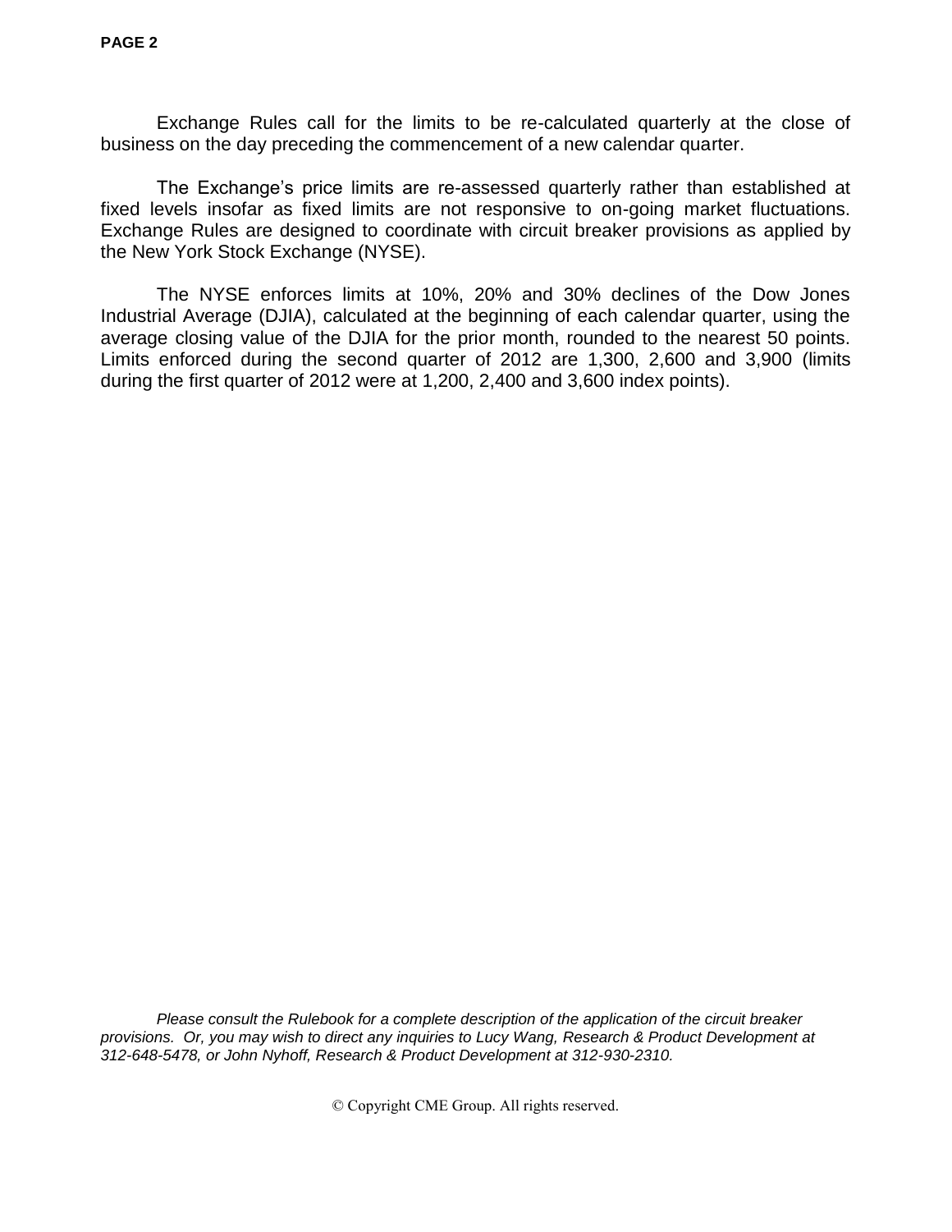Exchange Rules call for the limits to be re-calculated quarterly at the close of business on the day preceding the commencement of a new calendar quarter.

The Exchange's price limits are re-assessed quarterly rather than established at fixed levels insofar as fixed limits are not responsive to on-going market fluctuations. Exchange Rules are designed to coordinate with circuit breaker provisions as applied by the New York Stock Exchange (NYSE).

The NYSE enforces limits at 10%, 20% and 30% declines of the Dow Jones Industrial Average (DJIA), calculated at the beginning of each calendar quarter, using the average closing value of the DJIA for the prior month, rounded to the nearest 50 points. Limits enforced during the second quarter of 2012 are 1,300, 2,600 and 3,900 (limits during the first quarter of 2012 were at 1,200, 2,400 and 3,600 index points).

*Please consult the Rulebook for a complete description of the application of the circuit breaker provisions. Or, you may wish to direct any inquiries to Lucy Wang, Research & Product Development at 312-648-5478, or John Nyhoff, Research & Product Development at 312-930-2310.*

© Copyright CME Group. All rights reserved.